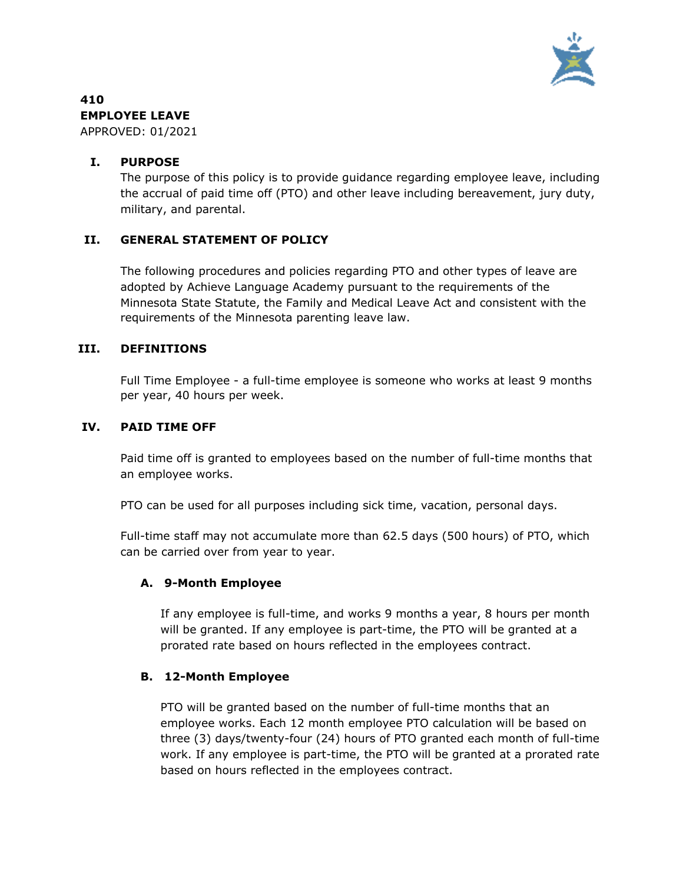**410**
**EMPLOYEE LEAVE**
APPROVED: 01/2021

## I. PURPOSE

The purpose of this policy is to provide guidance regarding employee leave, including the accrual of paid time off (PTO) and other leave including bereavement, jury duty, military, and parental.

## II. GENERAL STATEMENT OF POLICY

The following procedures and policies regarding PTO and other types of leave are adopted by Achieve Language Academy pursuant to the requirements of the Minnesota State Statute, the Family and Medical Leave Act and consistent with the requirements of the Minnesota parenting leave law.

## III. DEFINITIONS

Full Time Employee - a full-time employee is someone who works at least 9 months per year, 40 hours per week.

## IV. PAID TIME OFF

Paid time off is granted to employees based on the number of full-time months that an employee works.

PTO can be used for all purposes including sick time, vacation, personal days.

Full-time staff may not accumulate more than 62.5 days (500 hours) of PTO, which can be carried over from year to year.

### A. 9-Month Employee

If any employee is full-time, and works 9 months a year, 8 hours per month will be granted. If any employee is part-time, the PTO will be granted at a prorated rate based on hours reflected in the employees contract.

### B. 12-Month Employee

PTO will be granted based on the number of full-time months that an employee works. Each 12 month employee PTO calculation will be based on three (3) days/twenty-four (24) hours of PTO granted each month of full-time work. If any employee is part-time, the PTO will be granted at a prorated rate based on hours reflected in the employees contract.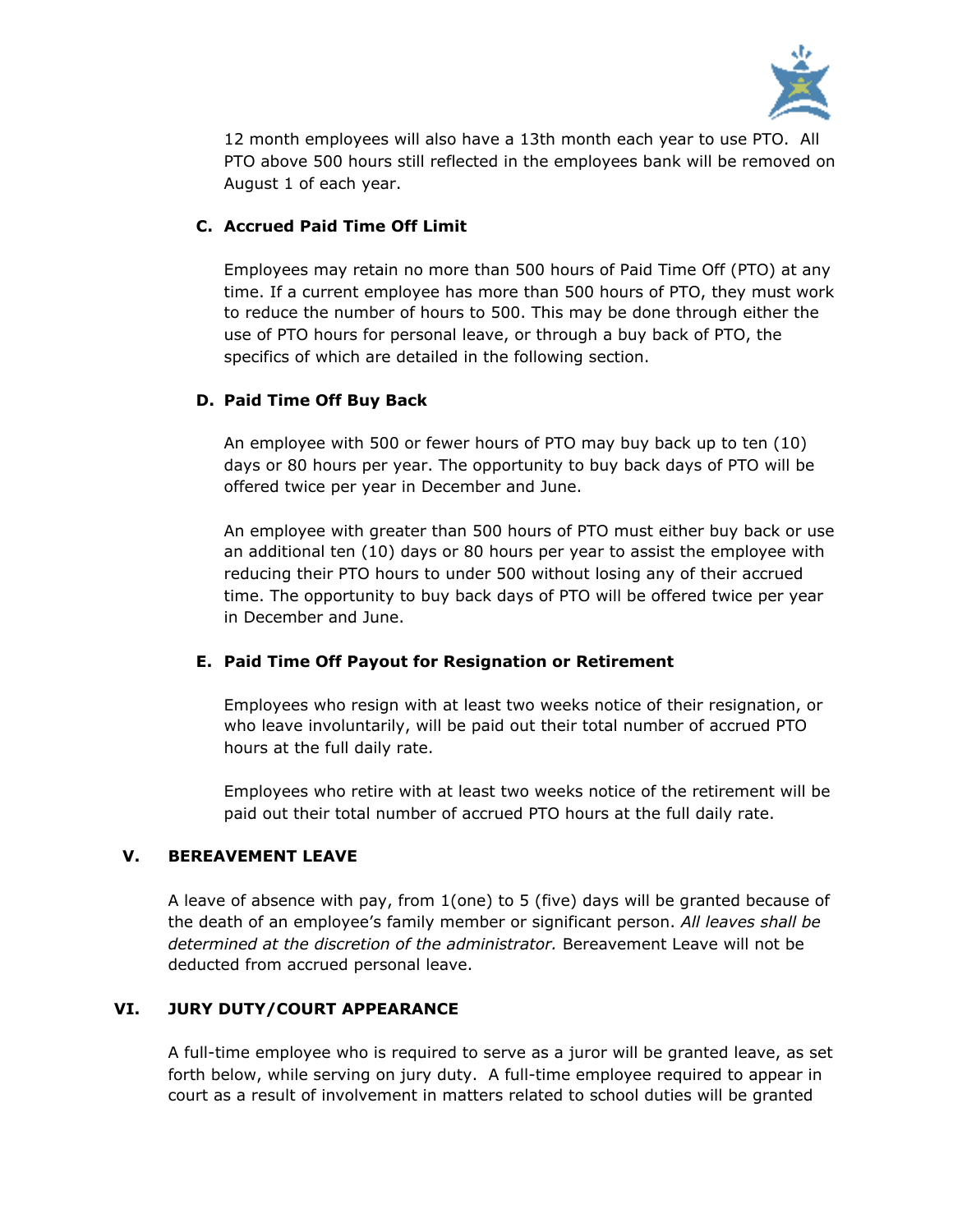12 month employees will also have a 13th month each year to use PTO. All PTO above 500 hours still reflected in the employees bank will be removed on August 1 of each year.

### C. Accrued Paid Time Off Limit

Employees may retain no more than 500 hours of Paid Time Off (PTO) at any time. If a current employee has more than 500 hours of PTO, they must work to reduce the number of hours to 500. This may be done through either the use of PTO hours for personal leave, or through a buy back of PTO, the specifics of which are detailed in the following section.

### D. Paid Time Off Buy Back

An employee with 500 or fewer hours of PTO may buy back up to ten (10) days or 80 hours per year. The opportunity to buy back days of PTO will be offered twice per year in December and June.

An employee with greater than 500 hours of PTO must either buy back or use an additional ten (10) days or 80 hours per year to assist the employee with reducing their PTO hours to under 500 without losing any of their accrued time. The opportunity to buy back days of PTO will be offered twice per year in December and June.

### E. Paid Time Off Payout for Resignation or Retirement

Employees who resign with at least two weeks notice of their resignation, or who leave involuntarily, will be paid out their total number of accrued PTO hours at the full daily rate.

Employees who retire with at least two weeks notice of the retirement will be paid out their total number of accrued PTO hours at the full daily rate.

## V. BEREAVEMENT LEAVE

A leave of absence with pay, from 1(one) to 5 (five) days will be granted because of the death of an employee's family member or significant person. *All leaves shall be determined at the discretion of the administrator.* Bereavement Leave will not be deducted from accrued personal leave.

## VI. JURY DUTY/COURT APPEARANCE

A full-time employee who is required to serve as a juror will be granted leave, as set forth below, while serving on jury duty. A full-time employee required to appear in court as a result of involvement in matters related to school duties will be granted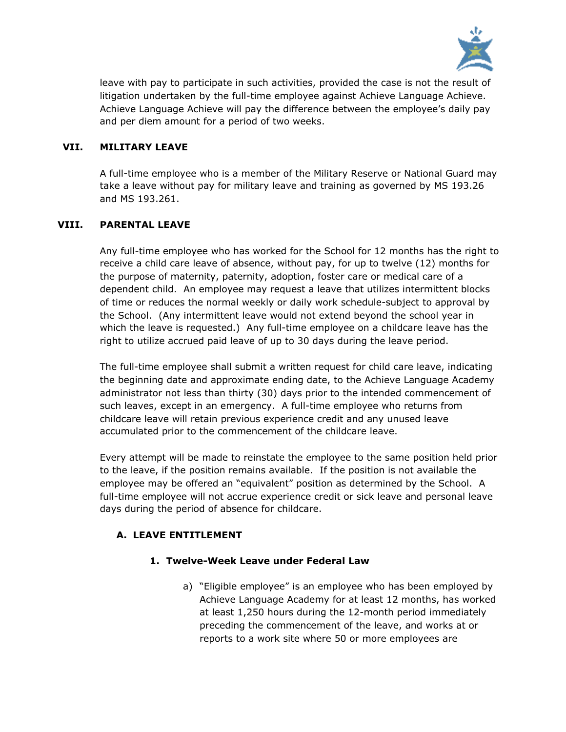leave with pay to participate in such activities, provided the case is not the result of litigation undertaken by the full-time employee against Achieve Language Achieve. Achieve Language Achieve will pay the difference between the employee's daily pay and per diem amount for a period of two weeks.

## VII. MILITARY LEAVE

A full-time employee who is a member of the Military Reserve or National Guard may take a leave without pay for military leave and training as governed by MS 193.26 and MS 193.261.

## VIII. PARENTAL LEAVE

Any full-time employee who has worked for the School for 12 months has the right to receive a child care leave of absence, without pay, for up to twelve (12) months for the purpose of maternity, paternity, adoption, foster care or medical care of a dependent child. An employee may request a leave that utilizes intermittent blocks of time or reduces the normal weekly or daily work schedule-subject to approval by the School. (Any intermittent leave would not extend beyond the school year in which the leave is requested.) Any full-time employee on a childcare leave has the right to utilize accrued paid leave of up to 30 days during the leave period.

The full-time employee shall submit a written request for child care leave, indicating the beginning date and approximate ending date, to the Achieve Language Academy administrator not less than thirty (30) days prior to the intended commencement of such leaves, except in an emergency. A full-time employee who returns from childcare leave will retain previous experience credit and any unused leave accumulated prior to the commencement of the childcare leave.

Every attempt will be made to reinstate the employee to the same position held prior to the leave, if the position remains available. If the position is not available the employee may be offered an "equivalent" position as determined by the School. A full-time employee will not accrue experience credit or sick leave and personal leave days during the period of absence for childcare.

### A. LEAVE ENTITLEMENT

#### 1. Twelve-Week Leave under Federal Law

a) "Eligible employee" is an employee who has been employed by Achieve Language Academy for at least 12 months, has worked at least 1,250 hours during the 12-month period immediately preceding the commencement of the leave, and works at or reports to a work site where 50 or more employees are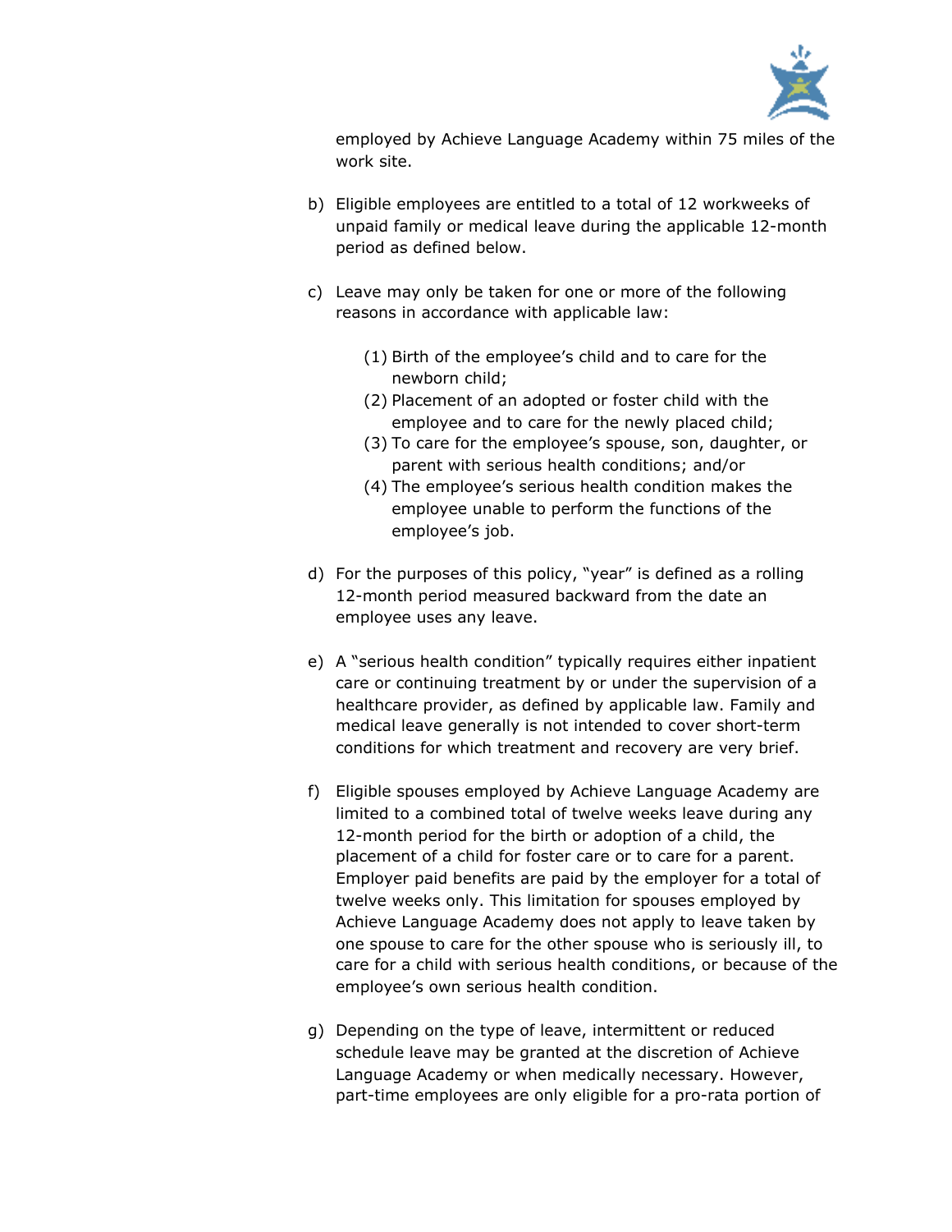employed by Achieve Language Academy within 75 miles of the work site.

b) Eligible employees are entitled to a total of 12 workweeks of unpaid family or medical leave during the applicable 12-month period as defined below.

c) Leave may only be taken for one or more of the following reasons in accordance with applicable law:

   (1) Birth of the employee's child and to care for the newborn child;
   (2) Placement of an adopted or foster child with the employee and to care for the newly placed child;
   (3) To care for the employee's spouse, son, daughter, or parent with serious health conditions; and/or
   (4) The employee's serious health condition makes the employee unable to perform the functions of the employee's job.

d) For the purposes of this policy, "year" is defined as a rolling 12-month period measured backward from the date an employee uses any leave.

e) A "serious health condition" typically requires either inpatient care or continuing treatment by or under the supervision of a healthcare provider, as defined by applicable law. Family and medical leave generally is not intended to cover short-term conditions for which treatment and recovery are very brief.

f) Eligible spouses employed by Achieve Language Academy are limited to a combined total of twelve weeks leave during any 12-month period for the birth or adoption of a child, the placement of a child for foster care or to care for a parent. Employer paid benefits are paid by the employer for a total of twelve weeks only. This limitation for spouses employed by Achieve Language Academy does not apply to leave taken by one spouse to care for the other spouse who is seriously ill, to care for a child with serious health conditions, or because of the employee's own serious health condition.

g) Depending on the type of leave, intermittent or reduced schedule leave may be granted at the discretion of Achieve Language Academy or when medically necessary. However, part-time employees are only eligible for a pro-rata portion of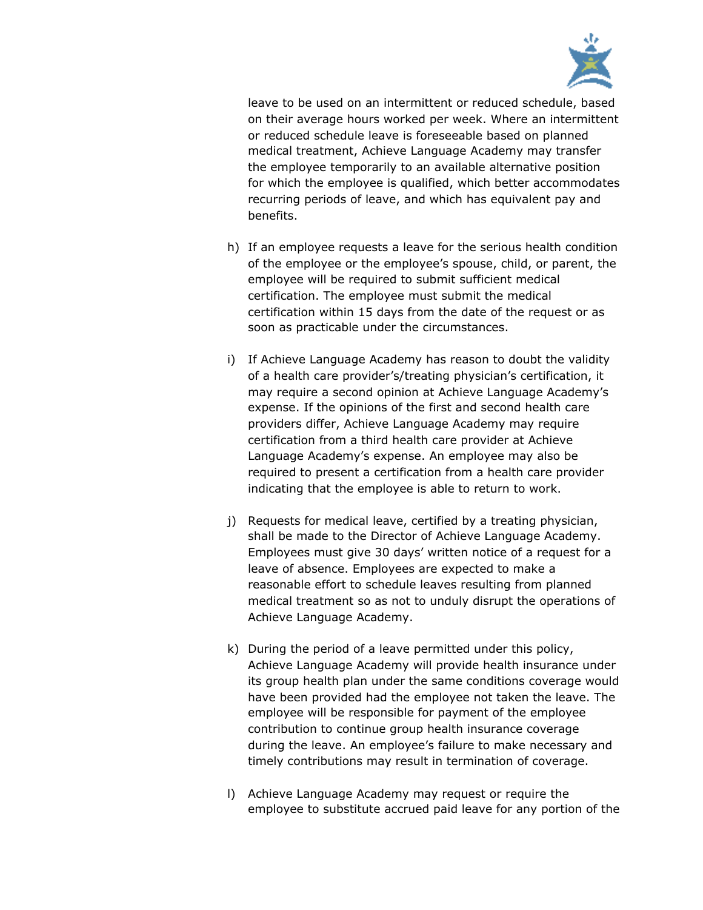leave to be used on an intermittent or reduced schedule, based on their average hours worked per week. Where an intermittent or reduced schedule leave is foreseeable based on planned medical treatment, Achieve Language Academy may transfer the employee temporarily to an available alternative position for which the employee is qualified, which better accommodates recurring periods of leave, and which has equivalent pay and benefits.

h) If an employee requests a leave for the serious health condition of the employee or the employee's spouse, child, or parent, the employee will be required to submit sufficient medical certification. The employee must submit the medical certification within 15 days from the date of the request or as soon as practicable under the circumstances.

i) If Achieve Language Academy has reason to doubt the validity of a health care provider's/treating physician's certification, it may require a second opinion at Achieve Language Academy's expense. If the opinions of the first and second health care providers differ, Achieve Language Academy may require certification from a third health care provider at Achieve Language Academy's expense. An employee may also be required to present a certification from a health care provider indicating that the employee is able to return to work.

j) Requests for medical leave, certified by a treating physician, shall be made to the Director of Achieve Language Academy. Employees must give 30 days' written notice of a request for a leave of absence. Employees are expected to make a reasonable effort to schedule leaves resulting from planned medical treatment so as not to unduly disrupt the operations of Achieve Language Academy.

k) During the period of a leave permitted under this policy, Achieve Language Academy will provide health insurance under its group health plan under the same conditions coverage would have been provided had the employee not taken the leave. The employee will be responsible for payment of the employee contribution to continue group health insurance coverage during the leave. An employee's failure to make necessary and timely contributions may result in termination of coverage.

l) Achieve Language Academy may request or require the employee to substitute accrued paid leave for any portion of the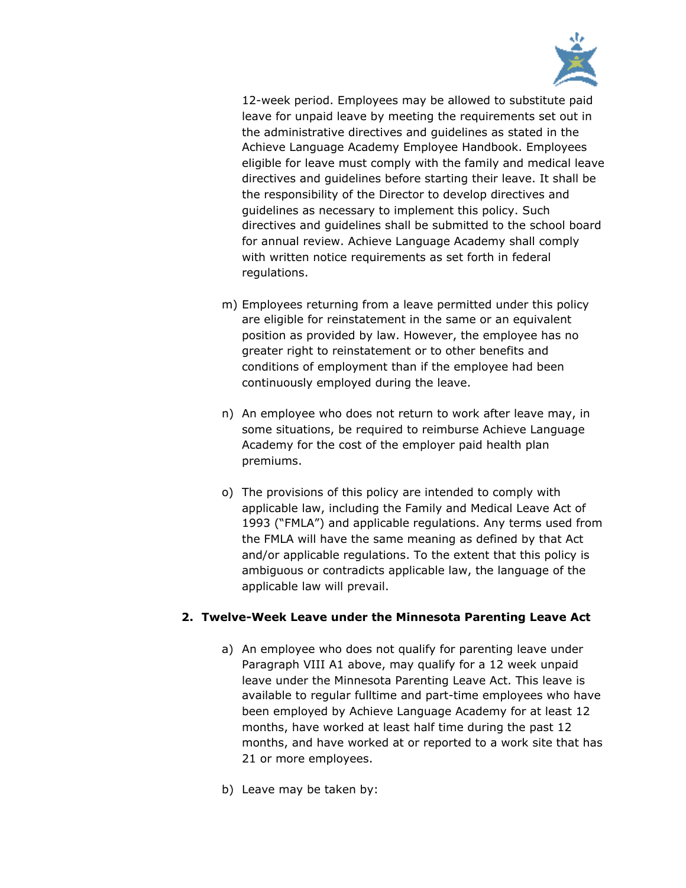12-week period. Employees may be allowed to substitute paid leave for unpaid leave by meeting the requirements set out in the administrative directives and guidelines as stated in the Achieve Language Academy Employee Handbook. Employees eligible for leave must comply with the family and medical leave directives and guidelines before starting their leave. It shall be the responsibility of the Director to develop directives and guidelines as necessary to implement this policy. Such directives and guidelines shall be submitted to the school board for annual review. Achieve Language Academy shall comply with written notice requirements as set forth in federal regulations.

m) Employees returning from a leave permitted under this policy are eligible for reinstatement in the same or an equivalent position as provided by law. However, the employee has no greater right to reinstatement or to other benefits and conditions of employment than if the employee had been continuously employed during the leave.

n) An employee who does not return to work after leave may, in some situations, be required to reimburse Achieve Language Academy for the cost of the employer paid health plan premiums.

o) The provisions of this policy are intended to comply with applicable law, including the Family and Medical Leave Act of 1993 ("FMLA") and applicable regulations. Any terms used from the FMLA will have the same meaning as defined by that Act and/or applicable regulations. To the extent that this policy is ambiguous or contradicts applicable law, the language of the applicable law will prevail.

**2. Twelve-Week Leave under the Minnesota Parenting Leave Act**

a) An employee who does not qualify for parenting leave under Paragraph VIII A1 above, may qualify for a 12 week unpaid leave under the Minnesota Parenting Leave Act. This leave is available to regular fulltime and part-time employees who have been employed by Achieve Language Academy for at least 12 months, have worked at least half time during the past 12 months, and have worked at or reported to a work site that has 21 or more employees.

b) Leave may be taken by: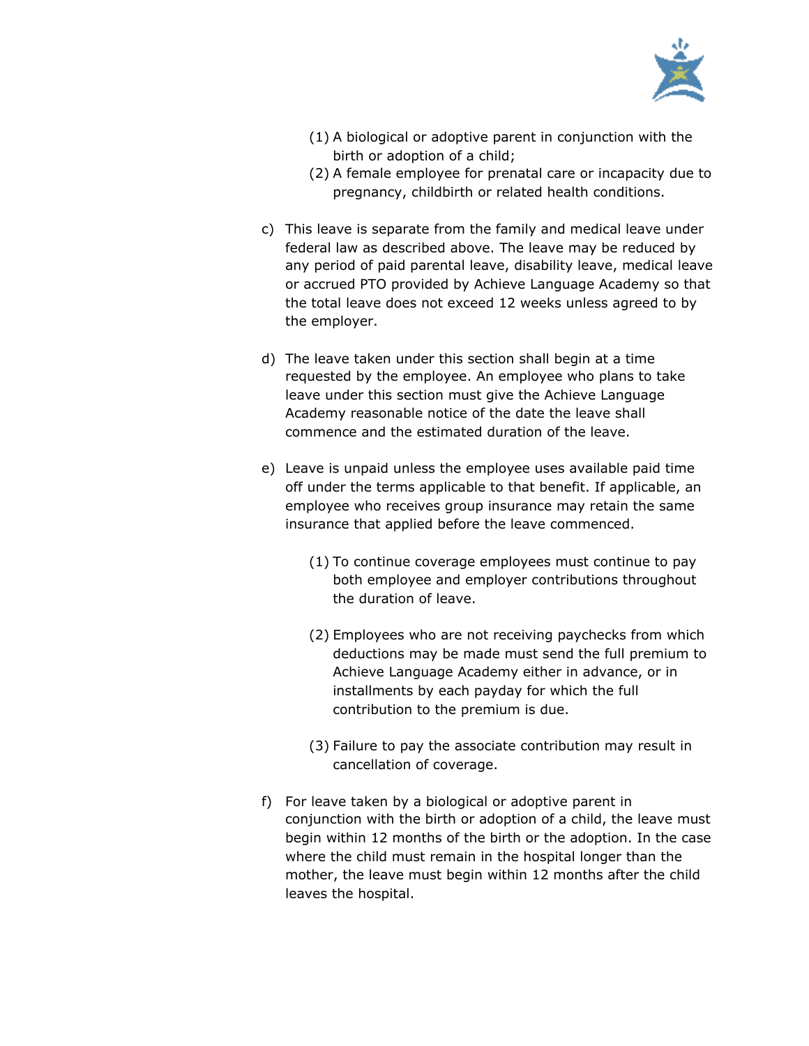(1) A biological or adoptive parent in conjunction with the birth or adoption of a child;
    (2) A female employee for prenatal care or incapacity due to pregnancy, childbirth or related health conditions.

c) This leave is separate from the family and medical leave under federal law as described above. The leave may be reduced by any period of paid parental leave, disability leave, medical leave or accrued PTO provided by Achieve Language Academy so that the total leave does not exceed 12 weeks unless agreed to by the employer.

d) The leave taken under this section shall begin at a time requested by the employee. An employee who plans to take leave under this section must give the Achieve Language Academy reasonable notice of the date the leave shall commence and the estimated duration of the leave.

e) Leave is unpaid unless the employee uses available paid time off under the terms applicable to that benefit. If applicable, an employee who receives group insurance may retain the same insurance that applied before the leave commenced.

    (1) To continue coverage employees must continue to pay both employee and employer contributions throughout the duration of leave.

    (2) Employees who are not receiving paychecks from which deductions may be made must send the full premium to Achieve Language Academy either in advance, or in installments by each payday for which the full contribution to the premium is due.

    (3) Failure to pay the associate contribution may result in cancellation of coverage.

f) For leave taken by a biological or adoptive parent in conjunction with the birth or adoption of a child, the leave must begin within 12 months of the birth or the adoption. In the case where the child must remain in the hospital longer than the mother, the leave must begin within 12 months after the child leaves the hospital.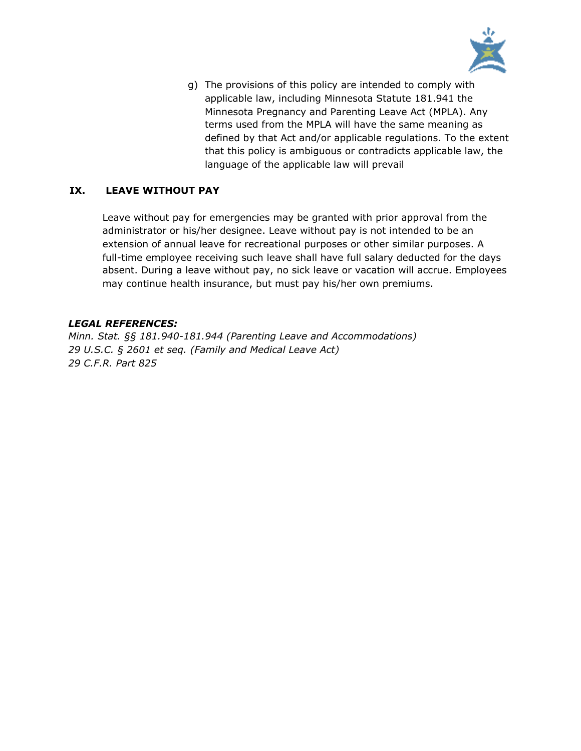g) The provisions of this policy are intended to comply with applicable law, including Minnesota Statute 181.941 the Minnesota Pregnancy and Parenting Leave Act (MPLA). Any terms used from the MPLA will have the same meaning as defined by that Act and/or applicable regulations. To the extent that this policy is ambiguous or contradicts applicable law, the language of the applicable law will prevail

## IX. LEAVE WITHOUT PAY

Leave without pay for emergencies may be granted with prior approval from the administrator or his/her designee. Leave without pay is not intended to be an extension of annual leave for recreational purposes or other similar purposes. A full-time employee receiving such leave shall have full salary deducted for the days absent. During a leave without pay, no sick leave or vacation will accrue. Employees may continue health insurance, but must pay his/her own premiums.

***LEGAL REFERENCES:***

*Minn. Stat. §§ 181.940-181.944 (Parenting Leave and Accommodations)*
*29 U.S.C. § 2601 et seq. (Family and Medical Leave Act)*
*29 C.F.R. Part 825*